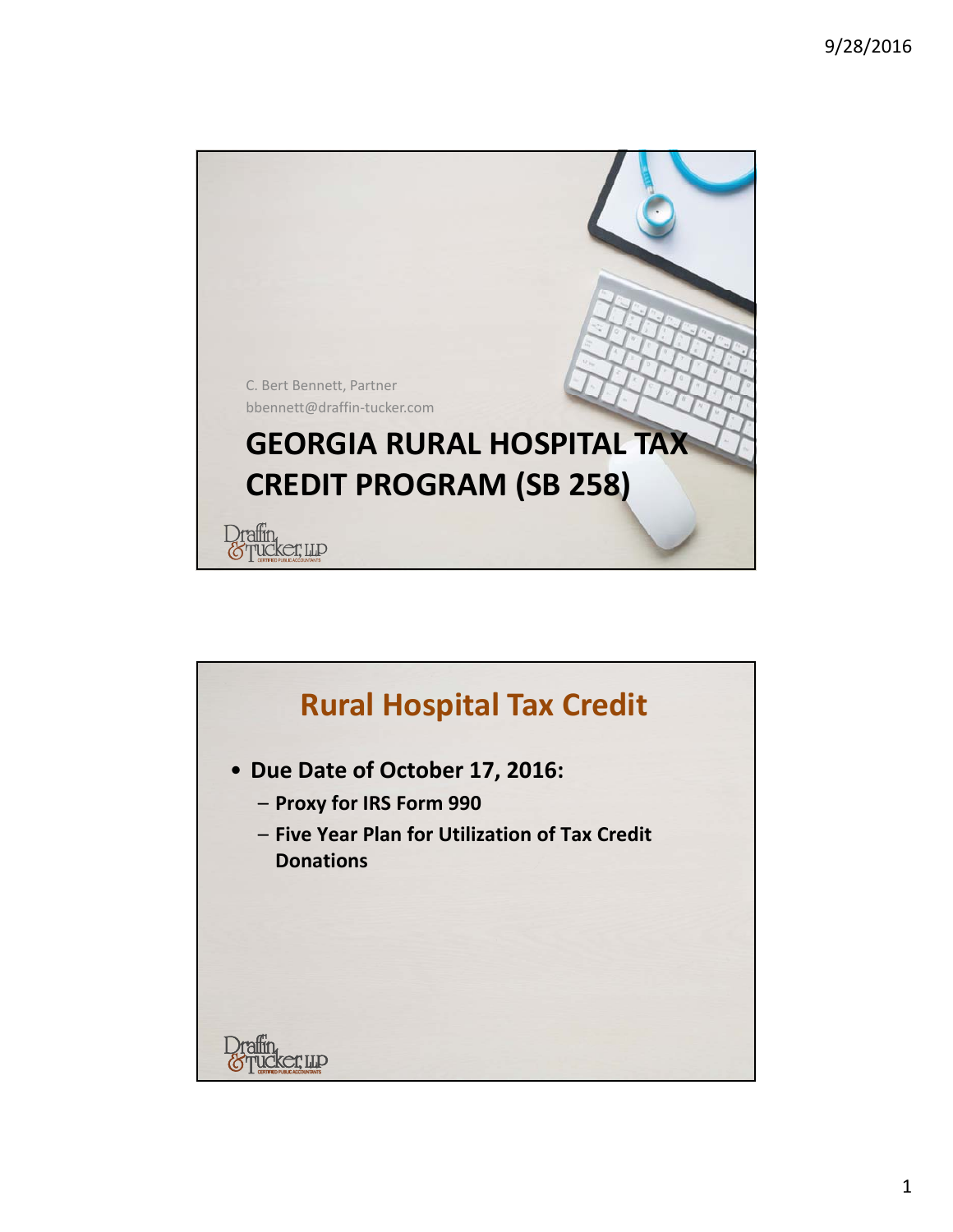C. Bert Bennett, Partner
bbennett@draffin-tucker.com

# GEORGIA RURAL HOSPITAL TAX CREDIT PROGRAM (SB 258)

Draffin & Tucker, LLP
CERTIFIED PUBLIC ACCOUNTANTS

## Rural Hospital Tax Credit

- **Due Date of October 17, 2016:**
  - **Proxy for IRS Form 990**
  - **Five Year Plan for Utilization of Tax Credit Donations**

Draffin & Tucker, LLP
CERTIFIED PUBLIC ACCOUNTANTS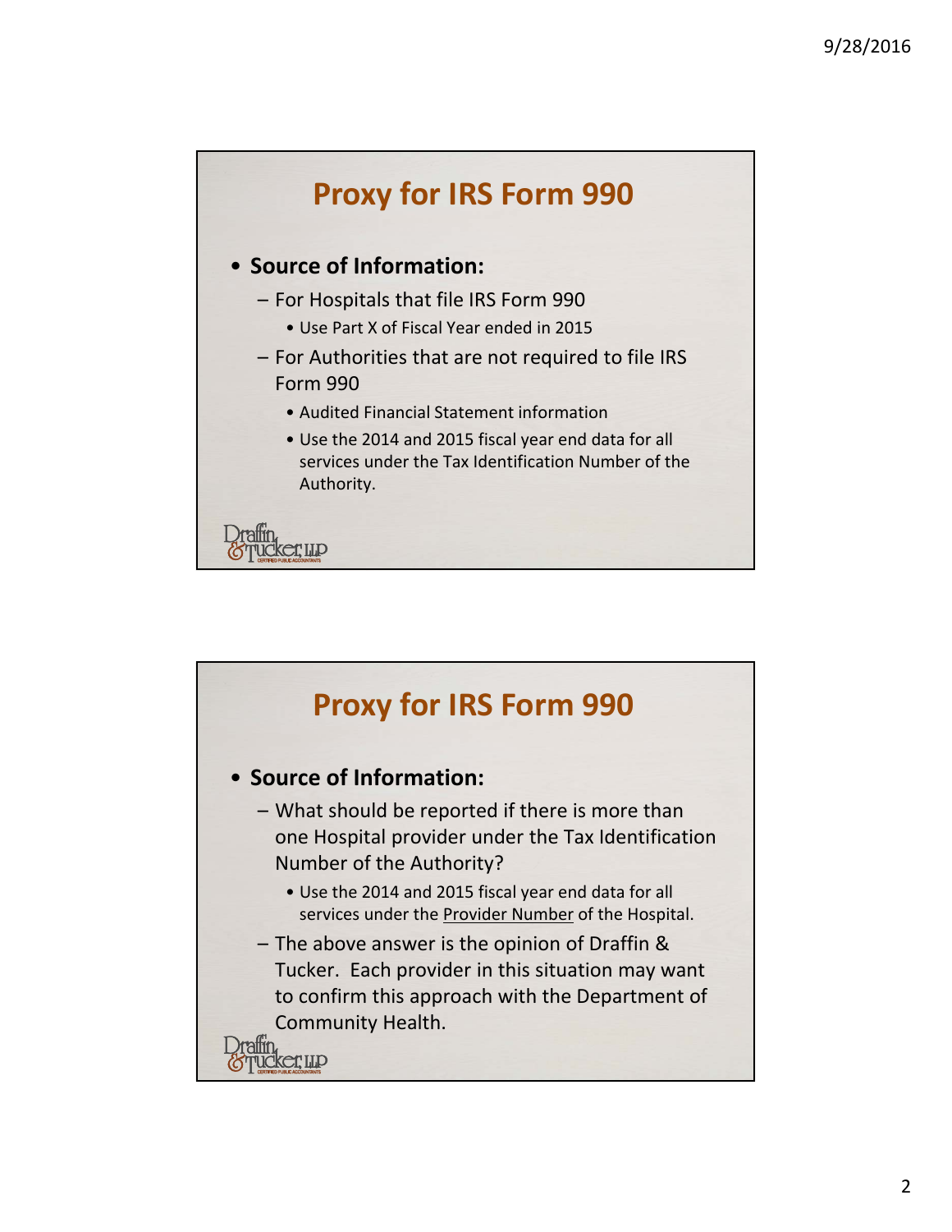## Proxy for IRS Form 990

- **Source of Information:**
  - For Hospitals that file IRS Form 990
    - Use Part X of Fiscal Year ended in 2015
  - For Authorities that are not required to file IRS Form 990
    - Audited Financial Statement information
    - Use the 2014 and 2015 fiscal year end data for all services under the Tax Identification Number of the Authority.

## Proxy for IRS Form 990

- **Source of Information:**
  - What should be reported if there is more than one Hospital provider under the Tax Identification Number of the Authority?
    - Use the 2014 and 2015 fiscal year end data for all services under the Provider Number of the Hospital.
  - The above answer is the opinion of Draffin & Tucker. Each provider in this situation may want to confirm this approach with the Department of Community Health.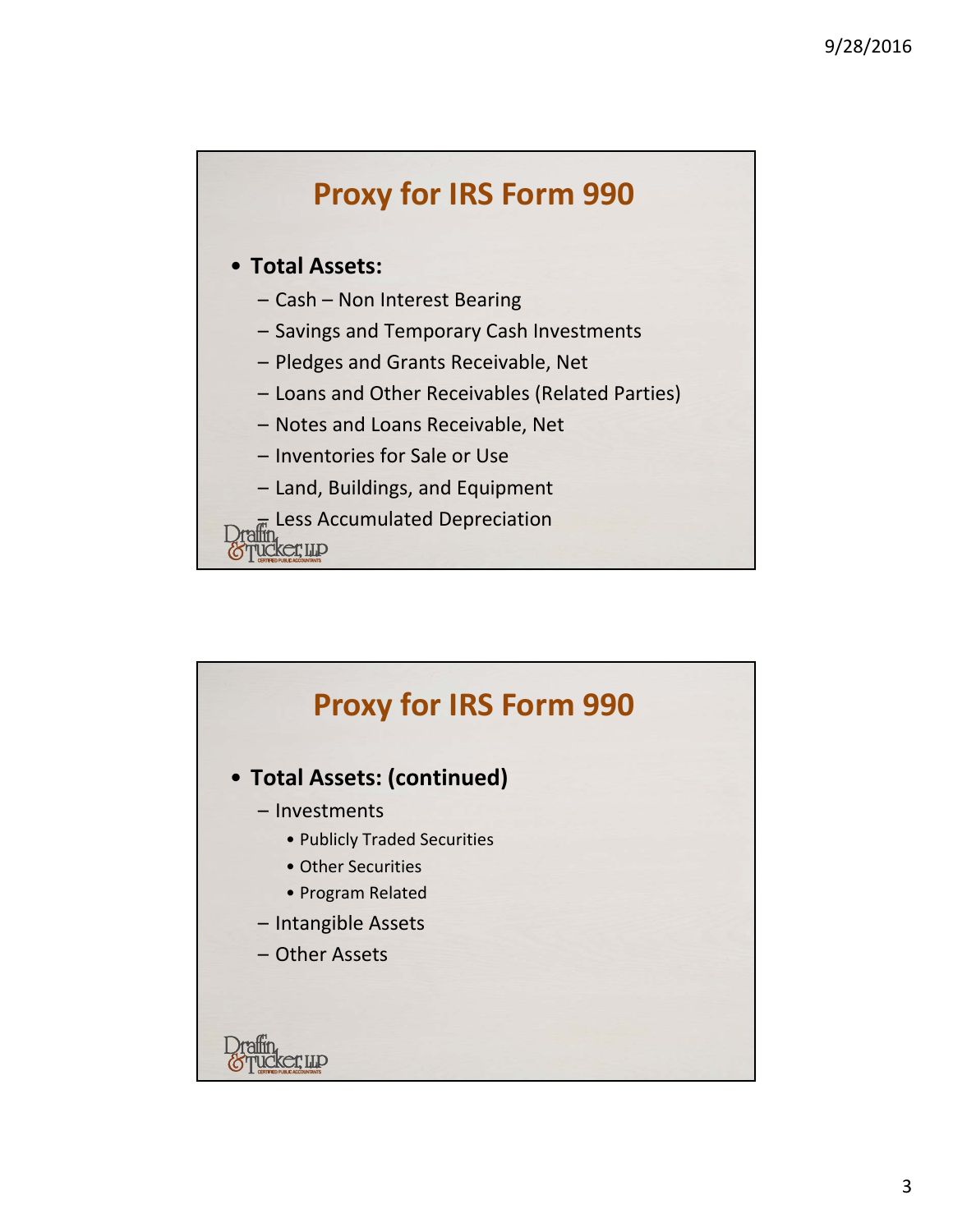## Proxy for IRS Form 990

- **Total Assets:**
  - Cash – Non Interest Bearing
  - Savings and Temporary Cash Investments
  - Pledges and Grants Receivable, Net
  - Loans and Other Receivables (Related Parties)
  - Notes and Loans Receivable, Net
  - Inventories for Sale or Use
  - Land, Buildings, and Equipment
  - Less Accumulated Depreciation

## Proxy for IRS Form 990

- **Total Assets: (continued)**
  - Investments
    - Publicly Traded Securities
    - Other Securities
    - Program Related
  - Intangible Assets
  - Other Assets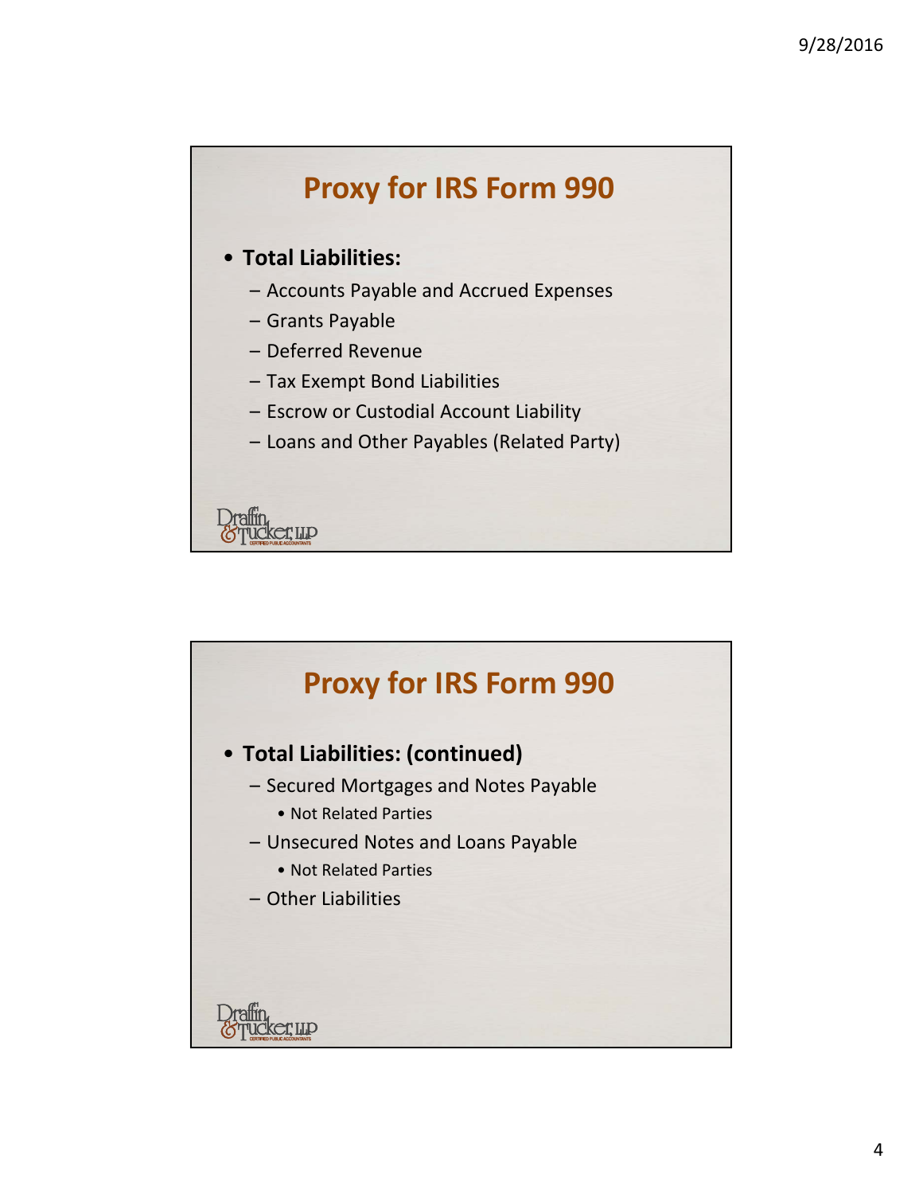## Proxy for IRS Form 990

- **Total Liabilities:**
  - Accounts Payable and Accrued Expenses
  - Grants Payable
  - Deferred Revenue
  - Tax Exempt Bond Liabilities
  - Escrow or Custodial Account Liability
  - Loans and Other Payables (Related Party)

Draffin & Tucker, LLP CERTIFIED PUBLIC ACCOUNTANTS

## Proxy for IRS Form 990

- **Total Liabilities: (continued)**
  - Secured Mortgages and Notes Payable
    - Not Related Parties
  - Unsecured Notes and Loans Payable
    - Not Related Parties
  - Other Liabilities

Draffin & Tucker, LLP CERTIFIED PUBLIC ACCOUNTANTS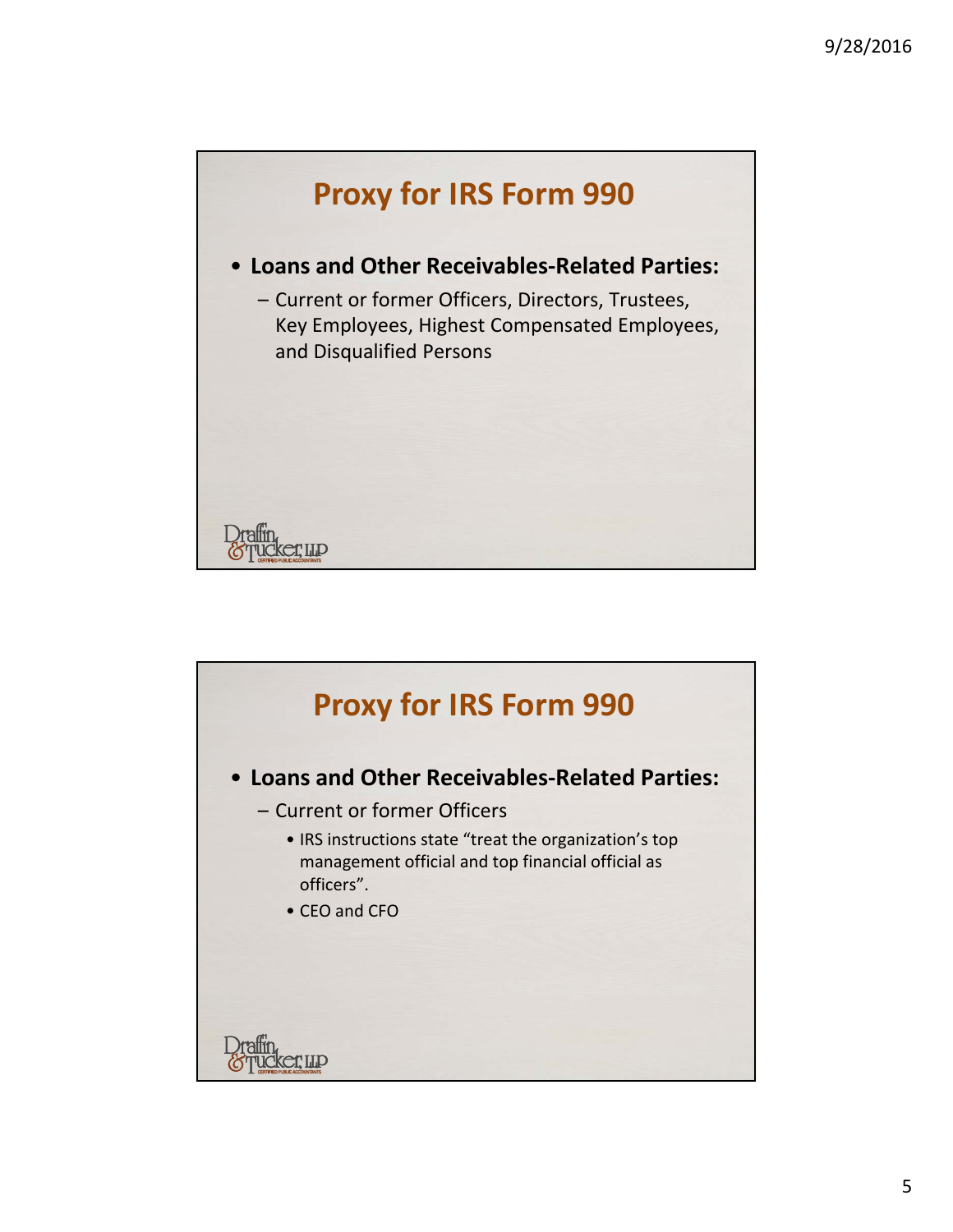## Proxy for IRS Form 990

- **Loans and Other Receivables-Related Parties:**
  - Current or former Officers, Directors, Trustees, Key Employees, Highest Compensated Employees, and Disqualified Persons

## Proxy for IRS Form 990

- **Loans and Other Receivables-Related Parties:**
  - Current or former Officers
    - IRS instructions state "treat the organization's top management official and top financial official as officers".
    - CEO and CFO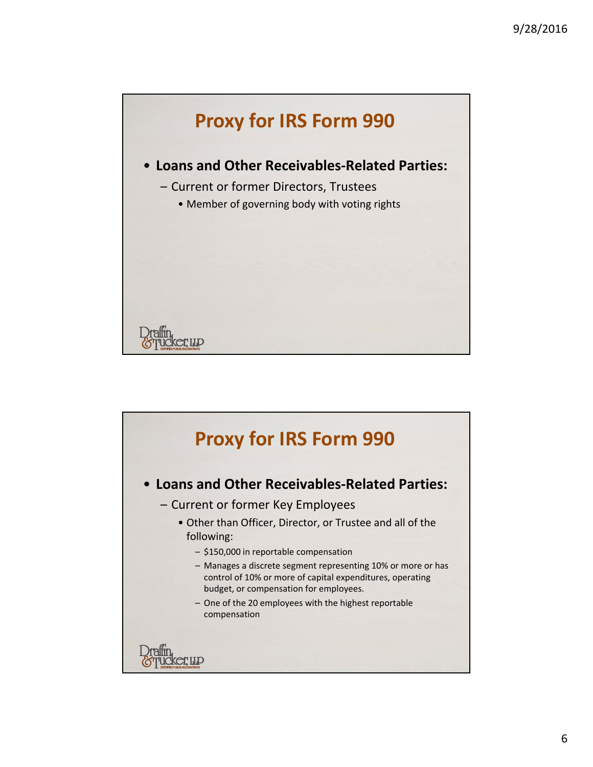## Proxy for IRS Form 990

- **Loans and Other Receivables-Related Parties:**
  - Current or former Directors, Trustees
    - Member of governing body with voting rights

## Proxy for IRS Form 990

- **Loans and Other Receivables-Related Parties:**
  - Current or former Key Employees
    - Other than Officer, Director, or Trustee and all of the following:
      - $150,000 in reportable compensation
      - Manages a discrete segment representing 10% or more or has control of 10% or more of capital expenditures, operating budget, or compensation for employees.
      - One of the 20 employees with the highest reportable compensation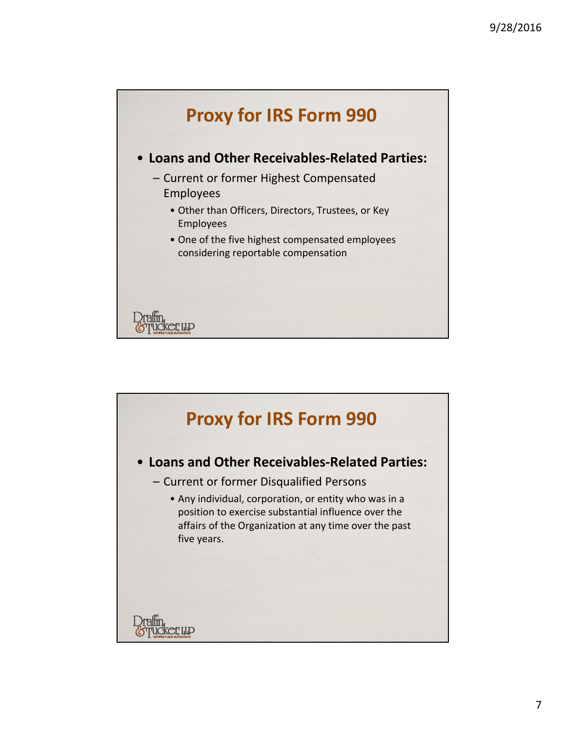## Proxy for IRS Form 990

- **Loans and Other Receivables-Related Parties:**
  - Current or former Highest Compensated Employees
    - Other than Officers, Directors, Trustees, or Key Employees
    - One of the five highest compensated employees considering reportable compensation

## Proxy for IRS Form 990

- **Loans and Other Receivables-Related Parties:**
  - Current or former Disqualified Persons
    - Any individual, corporation, or entity who was in a position to exercise substantial influence over the affairs of the Organization at any time over the past five years.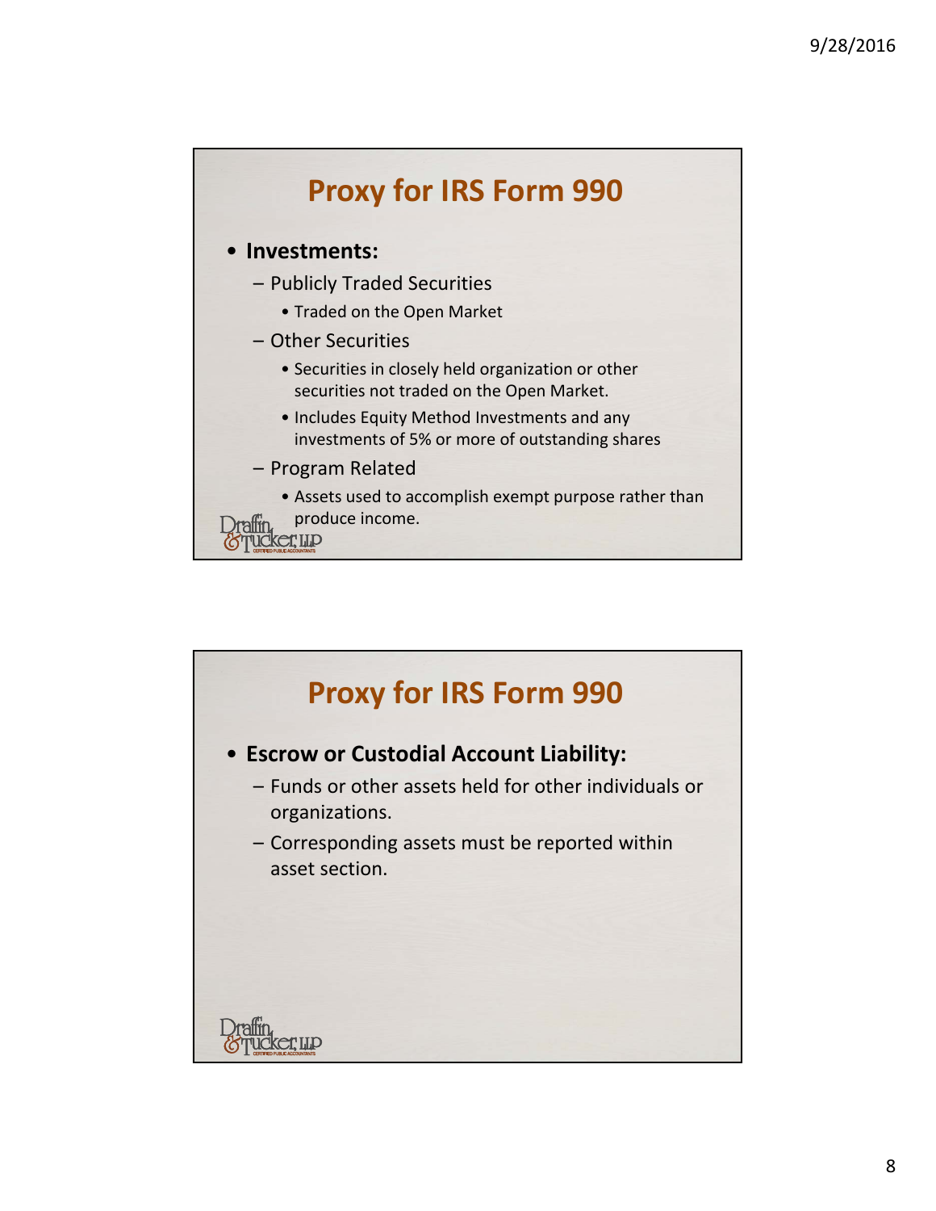## Proxy for IRS Form 990

- **Investments:**
  - Publicly Traded Securities
    - Traded on the Open Market
  - Other Securities
    - Securities in closely held organization or other securities not traded on the Open Market.
    - Includes Equity Method Investments and any investments of 5% or more of outstanding shares
  - Program Related
    - Assets used to accomplish exempt purpose rather than produce income.

## Proxy for IRS Form 990

- **Escrow or Custodial Account Liability:**
  - Funds or other assets held for other individuals or organizations.
  - Corresponding assets must be reported within asset section.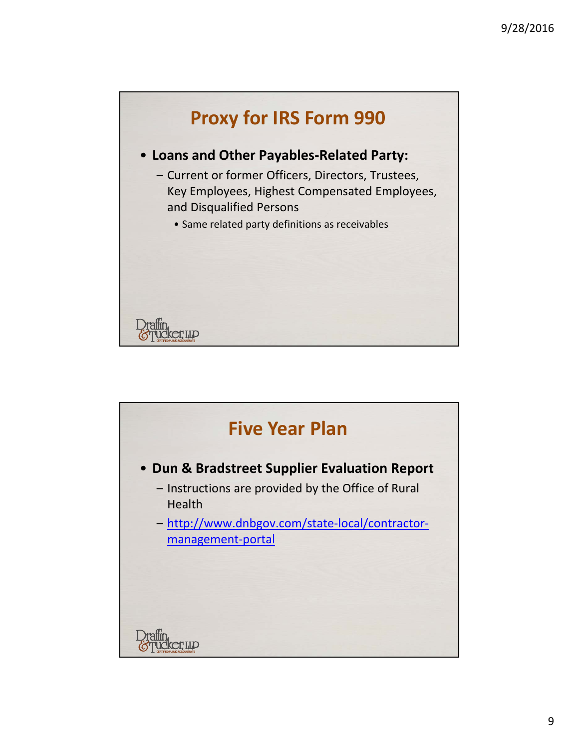## Proxy for IRS Form 990

- **Loans and Other Payables-Related Party:**
  - Current or former Officers, Directors, Trustees, Key Employees, Highest Compensated Employees, and Disqualified Persons
    - Same related party definitions as receivables

## Five Year Plan

- **Dun & Bradstreet Supplier Evaluation Report**
  - Instructions are provided by the Office of Rural Health
  - http://www.dnbgov.com/state-local/contractor-management-portal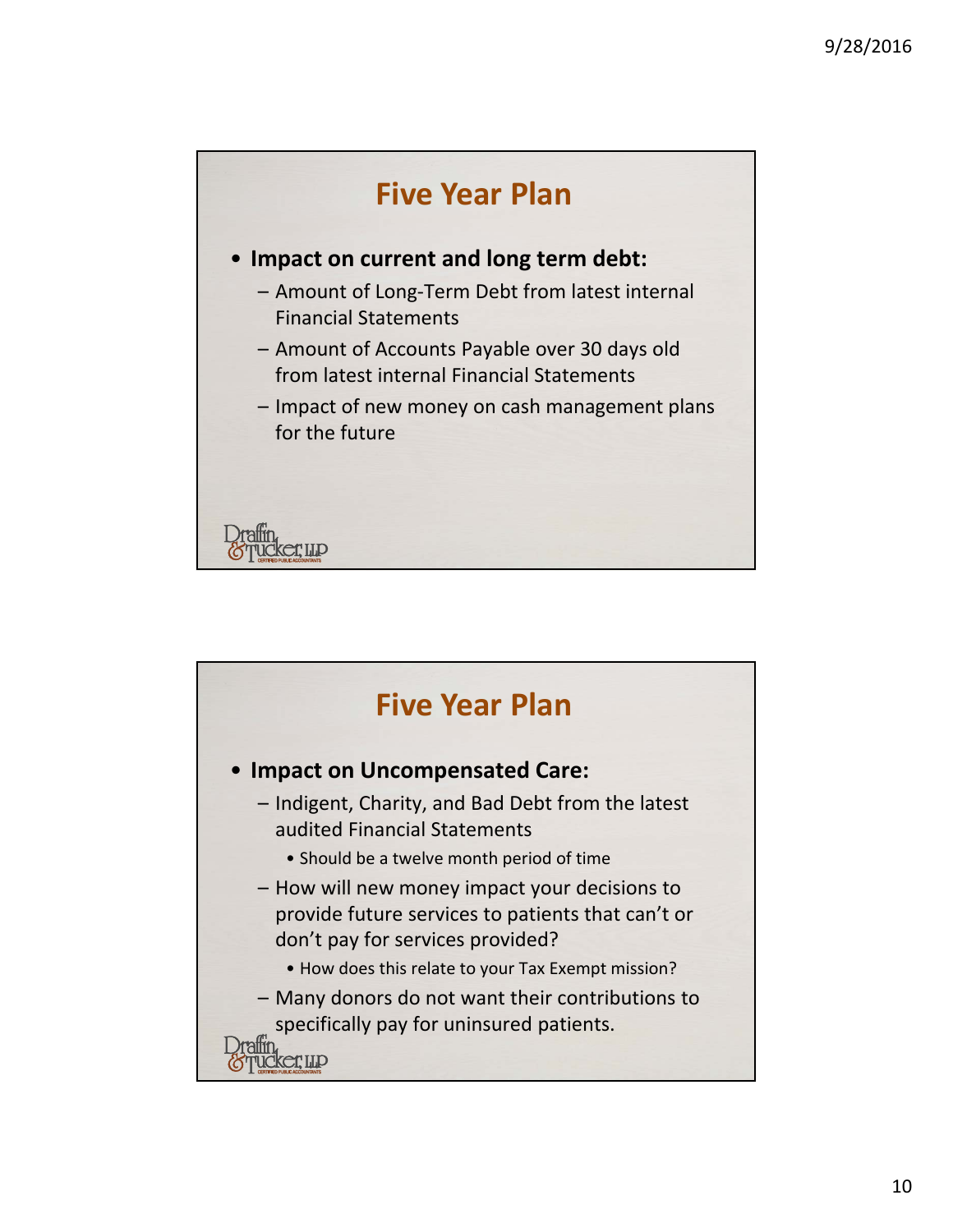## Five Year Plan

- **Impact on current and long term debt:**
  - Amount of Long-Term Debt from latest internal Financial Statements
  - Amount of Accounts Payable over 30 days old from latest internal Financial Statements
  - Impact of new money on cash management plans for the future

## Five Year Plan

- **Impact on Uncompensated Care:**
  - Indigent, Charity, and Bad Debt from the latest audited Financial Statements
    - Should be a twelve month period of time
  - How will new money impact your decisions to provide future services to patients that can't or don't pay for services provided?
    - How does this relate to your Tax Exempt mission?
  - Many donors do not want their contributions to specifically pay for uninsured patients.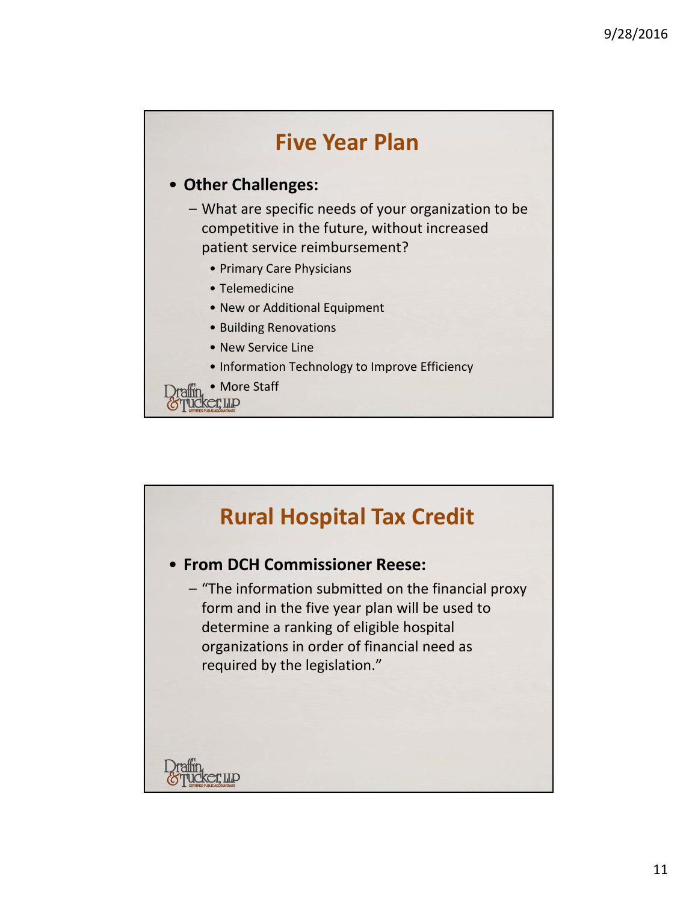## Five Year Plan

- **Other Challenges:**
  - What are specific needs of your organization to be competitive in the future, without increased patient service reimbursement?
    - Primary Care Physicians
    - Telemedicine
    - New or Additional Equipment
    - Building Renovations
    - New Service Line
    - Information Technology to Improve Efficiency
    - More Staff

## Rural Hospital Tax Credit

- **From DCH Commissioner Reese:**
  - "The information submitted on the financial proxy form and in the five year plan will be used to determine a ranking of eligible hospital organizations in order of financial need as required by the legislation."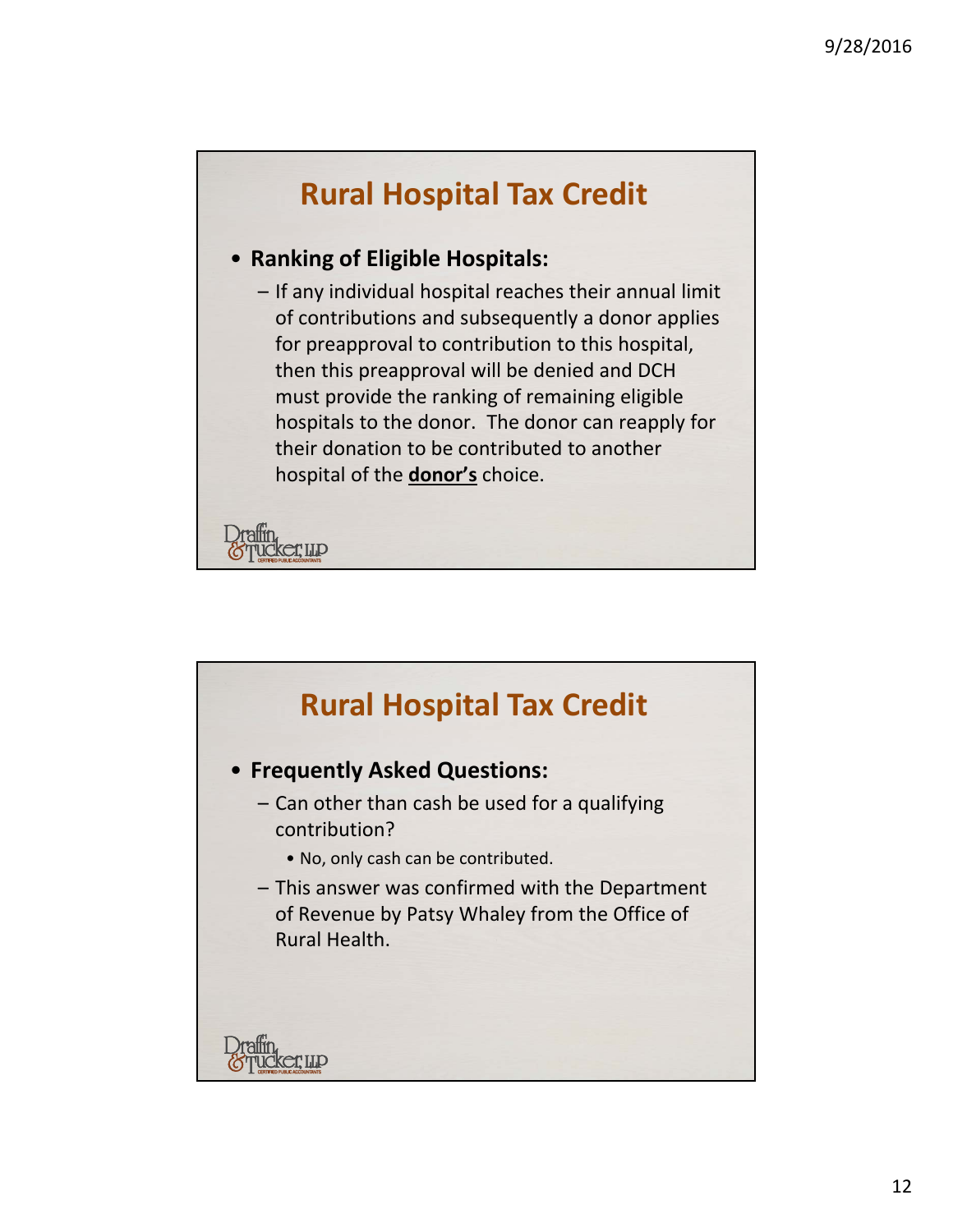## Rural Hospital Tax Credit

- **Ranking of Eligible Hospitals:**
  - If any individual hospital reaches their annual limit of contributions and subsequently a donor applies for preapproval to contribution to this hospital, then this preapproval will be denied and DCH must provide the ranking of remaining eligible hospitals to the donor. The donor can reapply for their donation to be contributed to another hospital of the **donor's** choice.

## Rural Hospital Tax Credit

- **Frequently Asked Questions:**
  - Can other than cash be used for a qualifying contribution?
    - No, only cash can be contributed.
  - This answer was confirmed with the Department of Revenue by Patsy Whaley from the Office of Rural Health.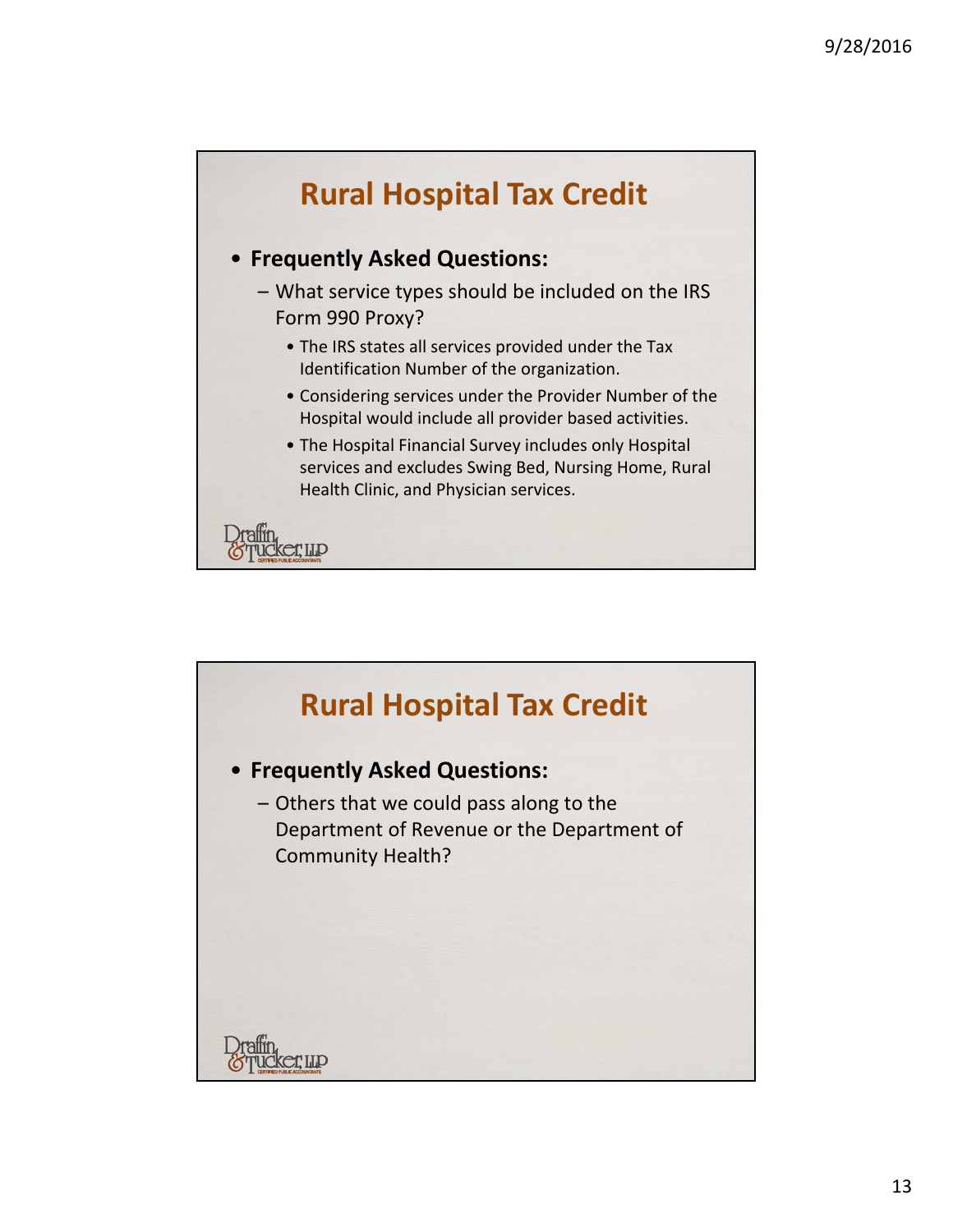## Rural Hospital Tax Credit

- **Frequently Asked Questions:**
  - What service types should be included on the IRS Form 990 Proxy?
    - The IRS states all services provided under the Tax Identification Number of the organization.
    - Considering services under the Provider Number of the Hospital would include all provider based activities.
    - The Hospital Financial Survey includes only Hospital services and excludes Swing Bed, Nursing Home, Rural Health Clinic, and Physician services.

Draffin & Tucker, LLP
CERTIFIED PUBLIC ACCOUNTANTS

## Rural Hospital Tax Credit

- **Frequently Asked Questions:**
  - Others that we could pass along to the Department of Revenue or the Department of Community Health?

Draffin & Tucker, LLP
CERTIFIED PUBLIC ACCOUNTANTS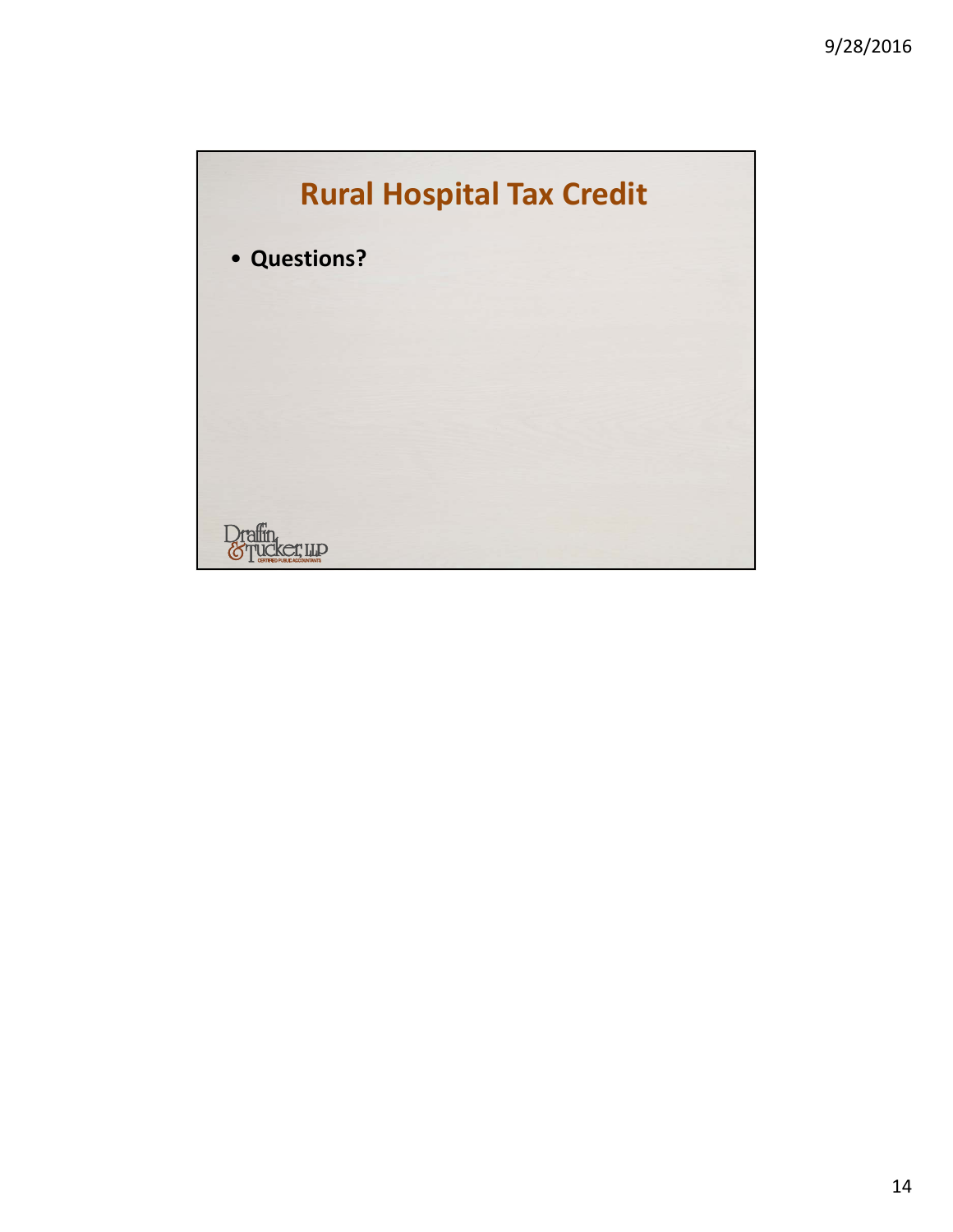# Rural Hospital Tax Credit

- **Questions?**

Draffin & Tucker, LLP
CERTIFIED PUBLIC ACCOUNTANTS